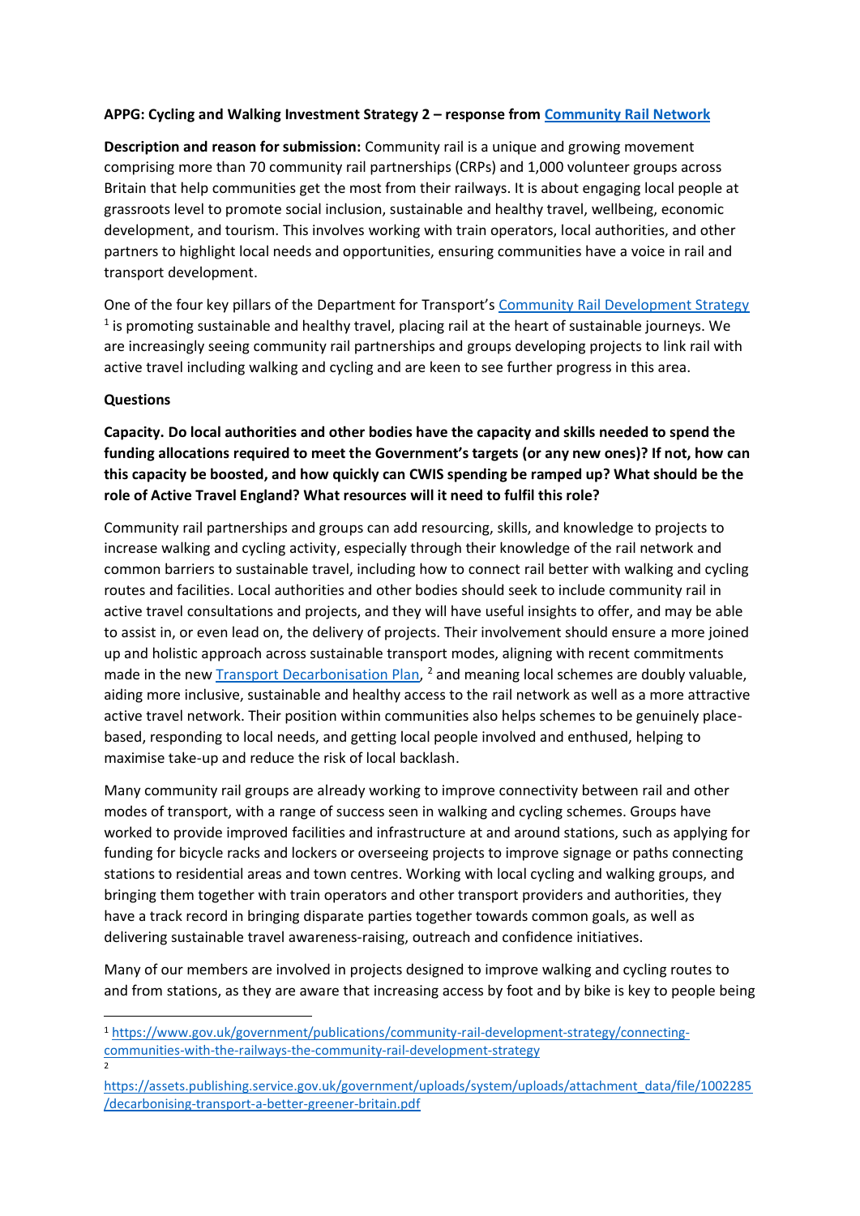**APPG: Cycling and Walking Investment Strategy 2 – response from [Community Rail Network]()**

**Description and reason for submission:** Community rail is a unique and growing movement comprising more than 70 community rail partnerships (CRPs) and 1,000 volunteer groups across Britain that help communities get the most from their railways. It is about engaging local people at grassroots level to promote social inclusion, sustainable and healthy travel, wellbeing, economic development, and tourism. This involves working with train operators, local authorities, and other partners to highlight local needs and opportunities, ensuring communities have a voice in rail and transport development.

One of the four key pillars of the Department for Transport's [Community Rail Development Strategy]() [1] is promoting sustainable and healthy travel, placing rail at the heart of sustainable journeys. We are increasingly seeing community rail partnerships and groups developing projects to link rail with active travel including walking and cycling and are keen to see further progress in this area.

**Questions**

**Capacity. Do local authorities and other bodies have the capacity and skills needed to spend the funding allocations required to meet the Government's targets (or any new ones)? If not, how can this capacity be boosted, and how quickly can CWIS spending be ramped up? What should be the role of Active Travel England? What resources will it need to fulfil this role?**

Community rail partnerships and groups can add resourcing, skills, and knowledge to projects to increase walking and cycling activity, especially through their knowledge of the rail network and common barriers to sustainable travel, including how to connect rail better with walking and cycling routes and facilities. Local authorities and other bodies should seek to include community rail in active travel consultations and projects, and they will have useful insights to offer, and may be able to assist in, or even lead on, the delivery of projects. Their involvement should ensure a more joined up and holistic approach across sustainable transport modes, aligning with recent commitments made in the new [Transport Decarbonisation Plan](), [2] and meaning local schemes are doubly valuable, aiding more inclusive, sustainable and healthy access to the rail network as well as a more attractive active travel network. Their position within communities also helps schemes to be genuinely place-based, responding to local needs, and getting local people involved and enthused, helping to maximise take-up and reduce the risk of local backlash.

Many community rail groups are already working to improve connectivity between rail and other modes of transport, with a range of success seen in walking and cycling schemes. Groups have worked to provide improved facilities and infrastructure at and around stations, such as applying for funding for bicycle racks and lockers or overseeing projects to improve signage or paths connecting stations to residential areas and town centres. Working with local cycling and walking groups, and bringing them together with train operators and other transport providers and authorities, they have a track record in bringing disparate parties together towards common goals, as well as delivering sustainable travel awareness-raising, outreach and confidence initiatives.

Many of our members are involved in projects designed to improve walking and cycling routes to and from stations, as they are aware that increasing access by foot and by bike is key to people being

---

[1] https://www.gov.uk/government/publications/community-rail-development-strategy/connecting-communities-with-the-railways-the-community-rail-development-strategy

[2] https://assets.publishing.service.gov.uk/government/uploads/system/uploads/attachment_data/file/1002285/decarbonising-transport-a-better-greener-britain.pdf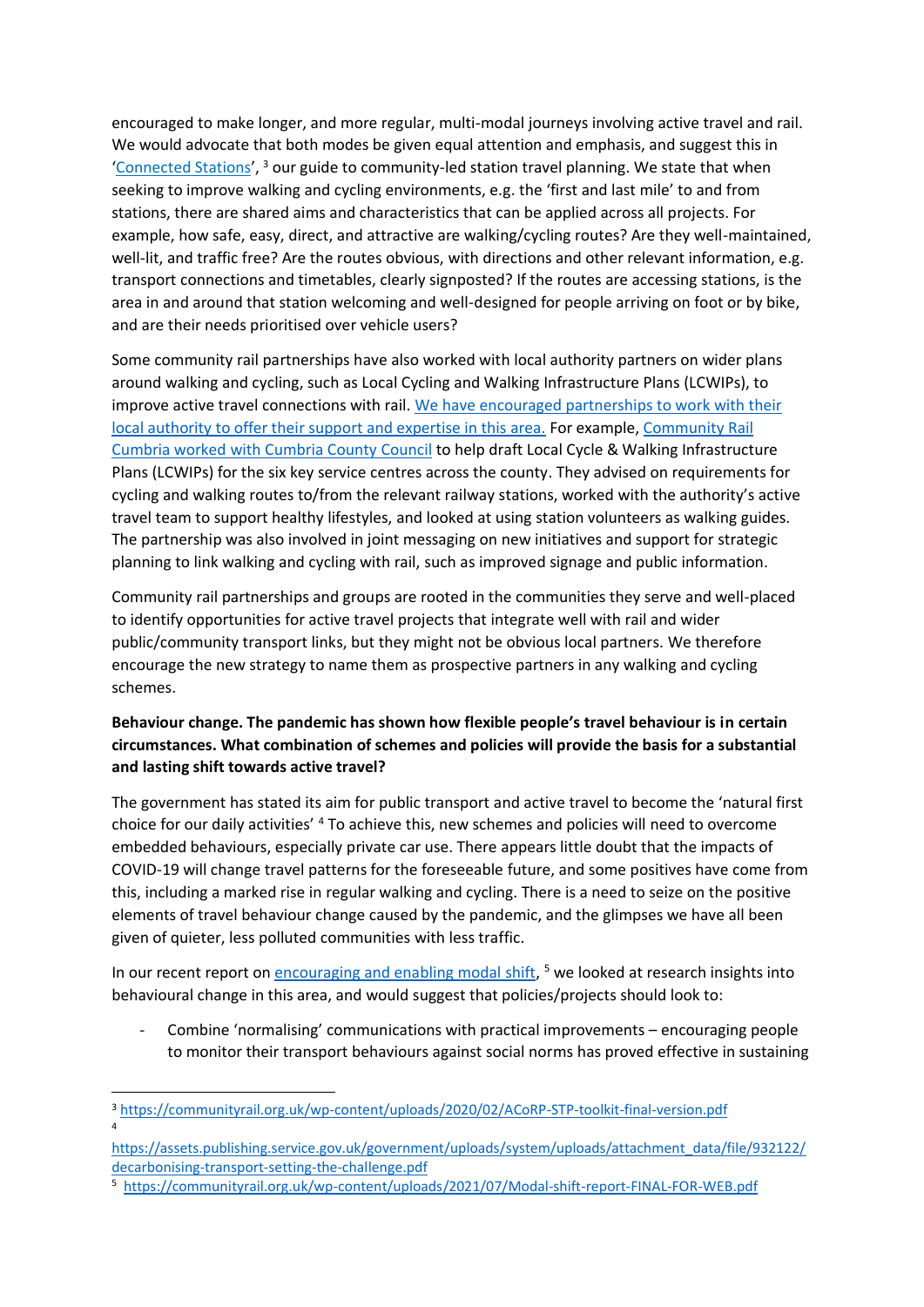encouraged to make longer, and more regular, multi-modal journeys involving active travel and rail. We would advocate that both modes be given equal attention and emphasis, and suggest this in 'Connected Stations', [3] our guide to community-led station travel planning. We state that when seeking to improve walking and cycling environments, e.g. the 'first and last mile' to and from stations, there are shared aims and characteristics that can be applied across all projects. For example, how safe, easy, direct, and attractive are walking/cycling routes? Are they well-maintained, well-lit, and traffic free? Are the routes obvious, with directions and other relevant information, e.g. transport connections and timetables, clearly signposted? If the routes are accessing stations, is the area in and around that station welcoming and well-designed for people arriving on foot or by bike, and are their needs prioritised over vehicle users?

Some community rail partnerships have also worked with local authority partners on wider plans around walking and cycling, such as Local Cycling and Walking Infrastructure Plans (LCWIPs), to improve active travel connections with rail. We have encouraged partnerships to work with their local authority to offer their support and expertise in this area. For example, Community Rail Cumbria worked with Cumbria County Council to help draft Local Cycle & Walking Infrastructure Plans (LCWIPs) for the six key service centres across the county. They advised on requirements for cycling and walking routes to/from the relevant railway stations, worked with the authority's active travel team to support healthy lifestyles, and looked at using station volunteers as walking guides. The partnership was also involved in joint messaging on new initiatives and support for strategic planning to link walking and cycling with rail, such as improved signage and public information.

Community rail partnerships and groups are rooted in the communities they serve and well-placed to identify opportunities for active travel projects that integrate well with rail and wider public/community transport links, but they might not be obvious local partners. We therefore encourage the new strategy to name them as prospective partners in any walking and cycling schemes.

**Behaviour change. The pandemic has shown how flexible people's travel behaviour is in certain circumstances. What combination of schemes and policies will provide the basis for a substantial and lasting shift towards active travel?**

The government has stated its aim for public transport and active travel to become the 'natural first choice for our daily activities' [4] To achieve this, new schemes and policies will need to overcome embedded behaviours, especially private car use. There appears little doubt that the impacts of COVID-19 will change travel patterns for the foreseeable future, and some positives have come from this, including a marked rise in regular walking and cycling. There is a need to seize on the positive elements of travel behaviour change caused by the pandemic, and the glimpses we have all been given of quieter, less polluted communities with less traffic.

In our recent report on encouraging and enabling modal shift, [5] we looked at research insights into behavioural change in this area, and would suggest that policies/projects should look to:

- Combine 'normalising' communications with practical improvements – encouraging people to monitor their transport behaviours against social norms has proved effective in sustaining

---

[3] https://communityrail.org.uk/wp-content/uploads/2020/02/ACoRP-STP-toolkit-final-version.pdf

[4] https://assets.publishing.service.gov.uk/government/uploads/system/uploads/attachment_data/file/932122/decarbonising-transport-setting-the-challenge.pdf

[5] https://communityrail.org.uk/wp-content/uploads/2021/07/Modal-shift-report-FINAL-FOR-WEB.pdf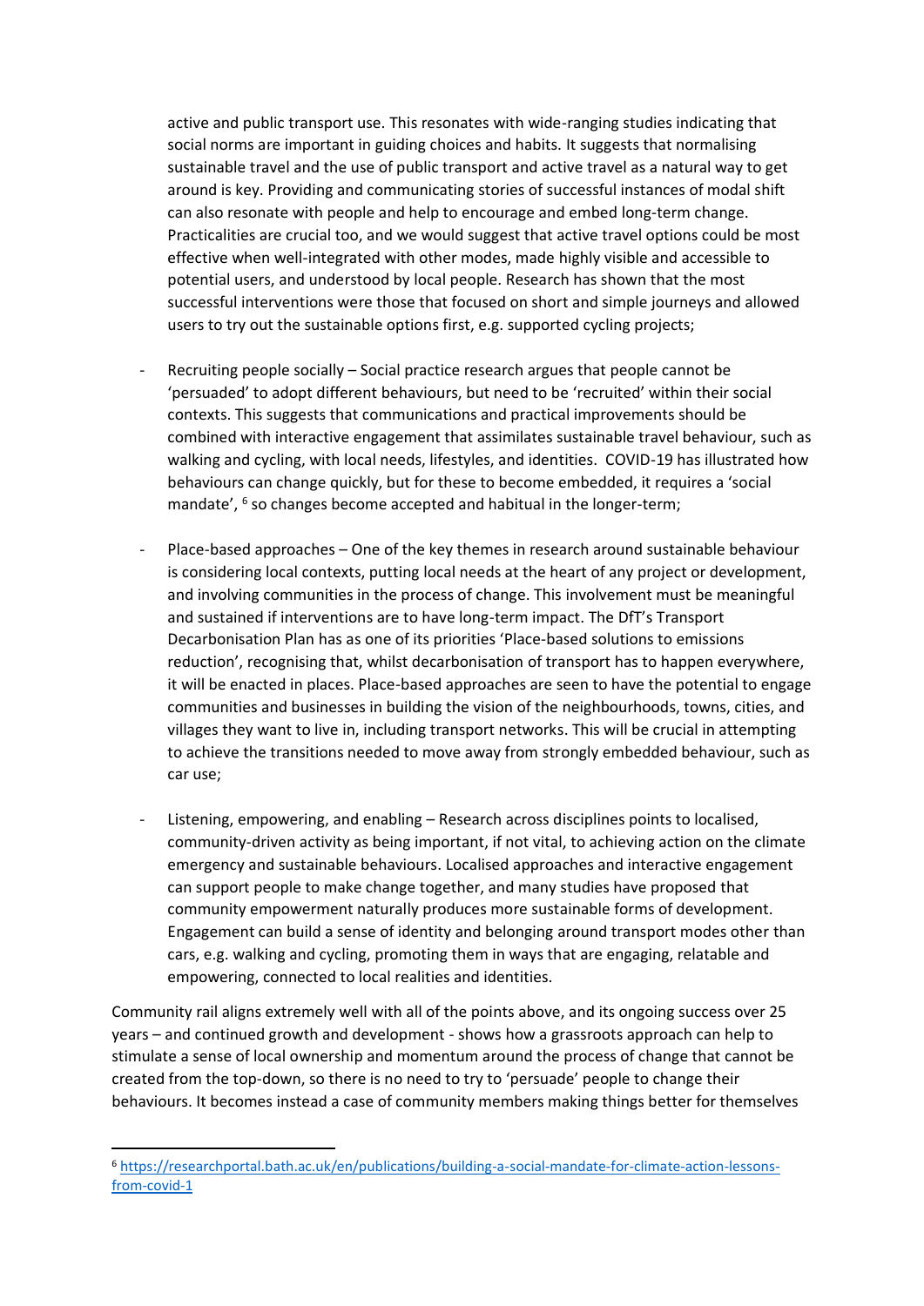active and public transport use. This resonates with wide-ranging studies indicating that social norms are important in guiding choices and habits. It suggests that normalising sustainable travel and the use of public transport and active travel as a natural way to get around is key. Providing and communicating stories of successful instances of modal shift can also resonate with people and help to encourage and embed long-term change. Practicalities are crucial too, and we would suggest that active travel options could be most effective when well-integrated with other modes, made highly visible and accessible to potential users, and understood by local people. Research has shown that the most successful interventions were those that focused on short and simple journeys and allowed users to try out the sustainable options first, e.g. supported cycling projects;

- Recruiting people socially – Social practice research argues that people cannot be 'persuaded' to adopt different behaviours, but need to be 'recruited' within their social contexts. This suggests that communications and practical improvements should be combined with interactive engagement that assimilates sustainable travel behaviour, such as walking and cycling, with local needs, lifestyles, and identities. COVID-19 has illustrated how behaviours can change quickly, but for these to become embedded, it requires a 'social mandate', [6] so changes become accepted and habitual in the longer-term;

- Place-based approaches – One of the key themes in research around sustainable behaviour is considering local contexts, putting local needs at the heart of any project or development, and involving communities in the process of change. This involvement must be meaningful and sustained if interventions are to have long-term impact. The DfT's Transport Decarbonisation Plan has as one of its priorities 'Place-based solutions to emissions reduction', recognising that, whilst decarbonisation of transport has to happen everywhere, it will be enacted in places. Place-based approaches are seen to have the potential to engage communities and businesses in building the vision of the neighbourhoods, towns, cities, and villages they want to live in, including transport networks. This will be crucial in attempting to achieve the transitions needed to move away from strongly embedded behaviour, such as car use;

- Listening, empowering, and enabling – Research across disciplines points to localised, community-driven activity as being important, if not vital, to achieving action on the climate emergency and sustainable behaviours. Localised approaches and interactive engagement can support people to make change together, and many studies have proposed that community empowerment naturally produces more sustainable forms of development. Engagement can build a sense of identity and belonging around transport modes other than cars, e.g. walking and cycling, promoting them in ways that are engaging, relatable and empowering, connected to local realities and identities.

Community rail aligns extremely well with all of the points above, and its ongoing success over 25 years – and continued growth and development - shows how a grassroots approach can help to stimulate a sense of local ownership and momentum around the process of change that cannot be created from the top-down, so there is no need to try to 'persuade' people to change their behaviours. It becomes instead a case of community members making things better for themselves

[6] https://researchportal.bath.ac.uk/en/publications/building-a-social-mandate-for-climate-action-lessons-from-covid-1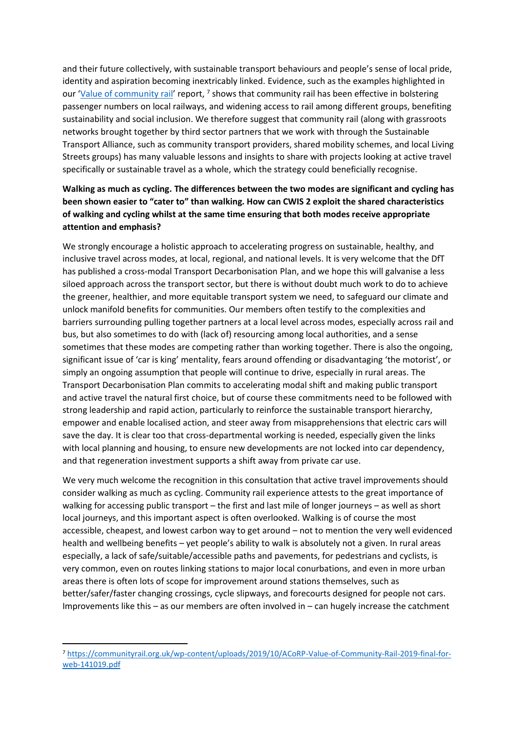and their future collectively, with sustainable transport behaviours and people's sense of local pride, identity and aspiration becoming inextricably linked. Evidence, such as the examples highlighted in our '[Value of community rail](https://communityrail.org.uk/wp-content/uploads/2019/10/ACoRP-Value-of-Community-Rail-2019-final-for-web-141019.pdf)' report, [7] shows that community rail has been effective in bolstering passenger numbers on local railways, and widening access to rail among different groups, benefiting sustainability and social inclusion. We therefore suggest that community rail (along with grassroots networks brought together by third sector partners that we work with through the Sustainable Transport Alliance, such as community transport providers, shared mobility schemes, and local Living Streets groups) has many valuable lessons and insights to share with projects looking at active travel specifically or sustainable travel as a whole, which the strategy could beneficially recognise.

**Walking as much as cycling. The differences between the two modes are significant and cycling has been shown easier to "cater to" than walking. How can CWIS 2 exploit the shared characteristics of walking and cycling whilst at the same time ensuring that both modes receive appropriate attention and emphasis?**

We strongly encourage a holistic approach to accelerating progress on sustainable, healthy, and inclusive travel across modes, at local, regional, and national levels. It is very welcome that the DfT has published a cross-modal Transport Decarbonisation Plan, and we hope this will galvanise a less siloed approach across the transport sector, but there is without doubt much work to do to achieve the greener, healthier, and more equitable transport system we need, to safeguard our climate and unlock manifold benefits for communities. Our members often testify to the complexities and barriers surrounding pulling together partners at a local level across modes, especially across rail and bus, but also sometimes to do with (lack of) resourcing among local authorities, and a sense sometimes that these modes are competing rather than working together. There is also the ongoing, significant issue of 'car is king' mentality, fears around offending or disadvantaging 'the motorist', or simply an ongoing assumption that people will continue to drive, especially in rural areas. The Transport Decarbonisation Plan commits to accelerating modal shift and making public transport and active travel the natural first choice, but of course these commitments need to be followed with strong leadership and rapid action, particularly to reinforce the sustainable transport hierarchy, empower and enable localised action, and steer away from misapprehensions that electric cars will save the day. It is clear too that cross-departmental working is needed, especially given the links with local planning and housing, to ensure new developments are not locked into car dependency, and that regeneration investment supports a shift away from private car use.

We very much welcome the recognition in this consultation that active travel improvements should consider walking as much as cycling. Community rail experience attests to the great importance of walking for accessing public transport – the first and last mile of longer journeys – as well as short local journeys, and this important aspect is often overlooked. Walking is of course the most accessible, cheapest, and lowest carbon way to get around – not to mention the very well evidenced health and wellbeing benefits – yet people's ability to walk is absolutely not a given. In rural areas especially, a lack of safe/suitable/accessible paths and pavements, for pedestrians and cyclists, is very common, even on routes linking stations to major local conurbations, and even in more urban areas there is often lots of scope for improvement around stations themselves, such as better/safer/faster changing crossings, cycle slipways, and forecourts designed for people not cars. Improvements like this – as our members are often involved in – can hugely increase the catchment

---

[7] https://communityrail.org.uk/wp-content/uploads/2019/10/ACoRP-Value-of-Community-Rail-2019-final-for-web-141019.pdf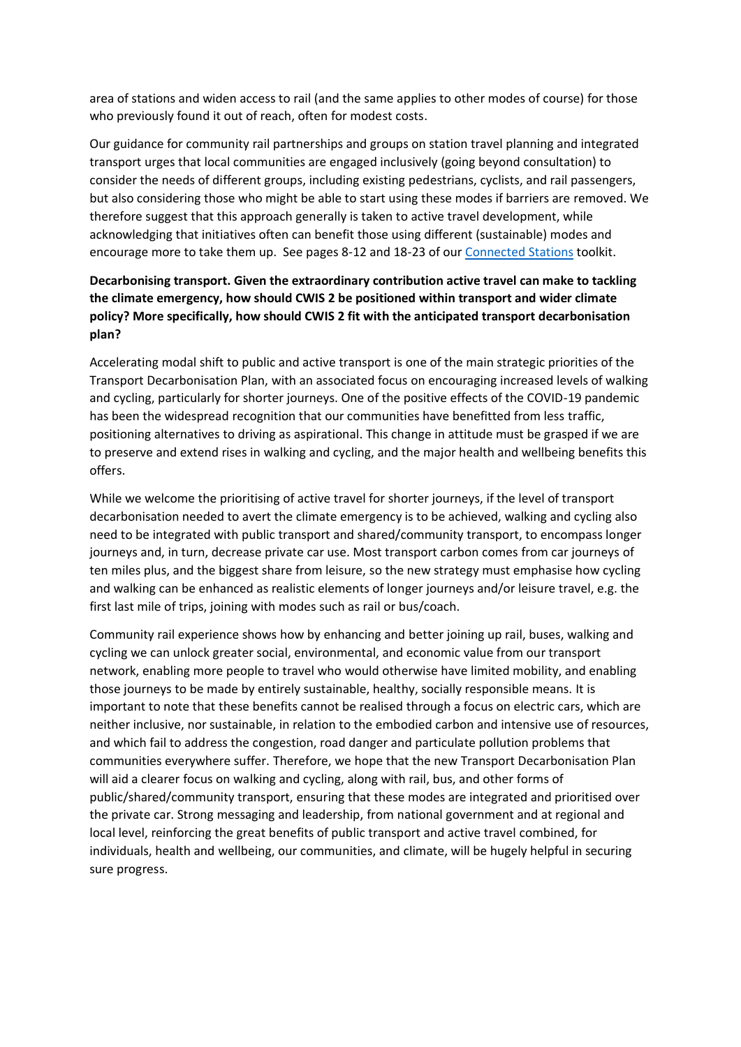area of stations and widen access to rail (and the same applies to other modes of course) for those who previously found it out of reach, often for modest costs.

Our guidance for community rail partnerships and groups on station travel planning and integrated transport urges that local communities are engaged inclusively (going beyond consultation) to consider the needs of different groups, including existing pedestrians, cyclists, and rail passengers, but also considering those who might be able to start using these modes if barriers are removed. We therefore suggest that this approach generally is taken to active travel development, while acknowledging that initiatives often can benefit those using different (sustainable) modes and encourage more to take them up. See pages 8-12 and 18-23 of our Connected Stations toolkit.

**Decarbonising transport. Given the extraordinary contribution active travel can make to tackling the climate emergency, how should CWIS 2 be positioned within transport and wider climate policy? More specifically, how should CWIS 2 fit with the anticipated transport decarbonisation plan?**

Accelerating modal shift to public and active transport is one of the main strategic priorities of the Transport Decarbonisation Plan, with an associated focus on encouraging increased levels of walking and cycling, particularly for shorter journeys. One of the positive effects of the COVID-19 pandemic has been the widespread recognition that our communities have benefitted from less traffic, positioning alternatives to driving as aspirational. This change in attitude must be grasped if we are to preserve and extend rises in walking and cycling, and the major health and wellbeing benefits this offers.

While we welcome the prioritising of active travel for shorter journeys, if the level of transport decarbonisation needed to avert the climate emergency is to be achieved, walking and cycling also need to be integrated with public transport and shared/community transport, to encompass longer journeys and, in turn, decrease private car use. Most transport carbon comes from car journeys of ten miles plus, and the biggest share from leisure, so the new strategy must emphasise how cycling and walking can be enhanced as realistic elements of longer journeys and/or leisure travel, e.g. the first last mile of trips, joining with modes such as rail or bus/coach.

Community rail experience shows how by enhancing and better joining up rail, buses, walking and cycling we can unlock greater social, environmental, and economic value from our transport network, enabling more people to travel who would otherwise have limited mobility, and enabling those journeys to be made by entirely sustainable, healthy, socially responsible means. It is important to note that these benefits cannot be realised through a focus on electric cars, which are neither inclusive, nor sustainable, in relation to the embodied carbon and intensive use of resources, and which fail to address the congestion, road danger and particulate pollution problems that communities everywhere suffer. Therefore, we hope that the new Transport Decarbonisation Plan will aid a clearer focus on walking and cycling, along with rail, bus, and other forms of public/shared/community transport, ensuring that these modes are integrated and prioritised over the private car. Strong messaging and leadership, from national government and at regional and local level, reinforcing the great benefits of public transport and active travel combined, for individuals, health and wellbeing, our communities, and climate, will be hugely helpful in securing sure progress.